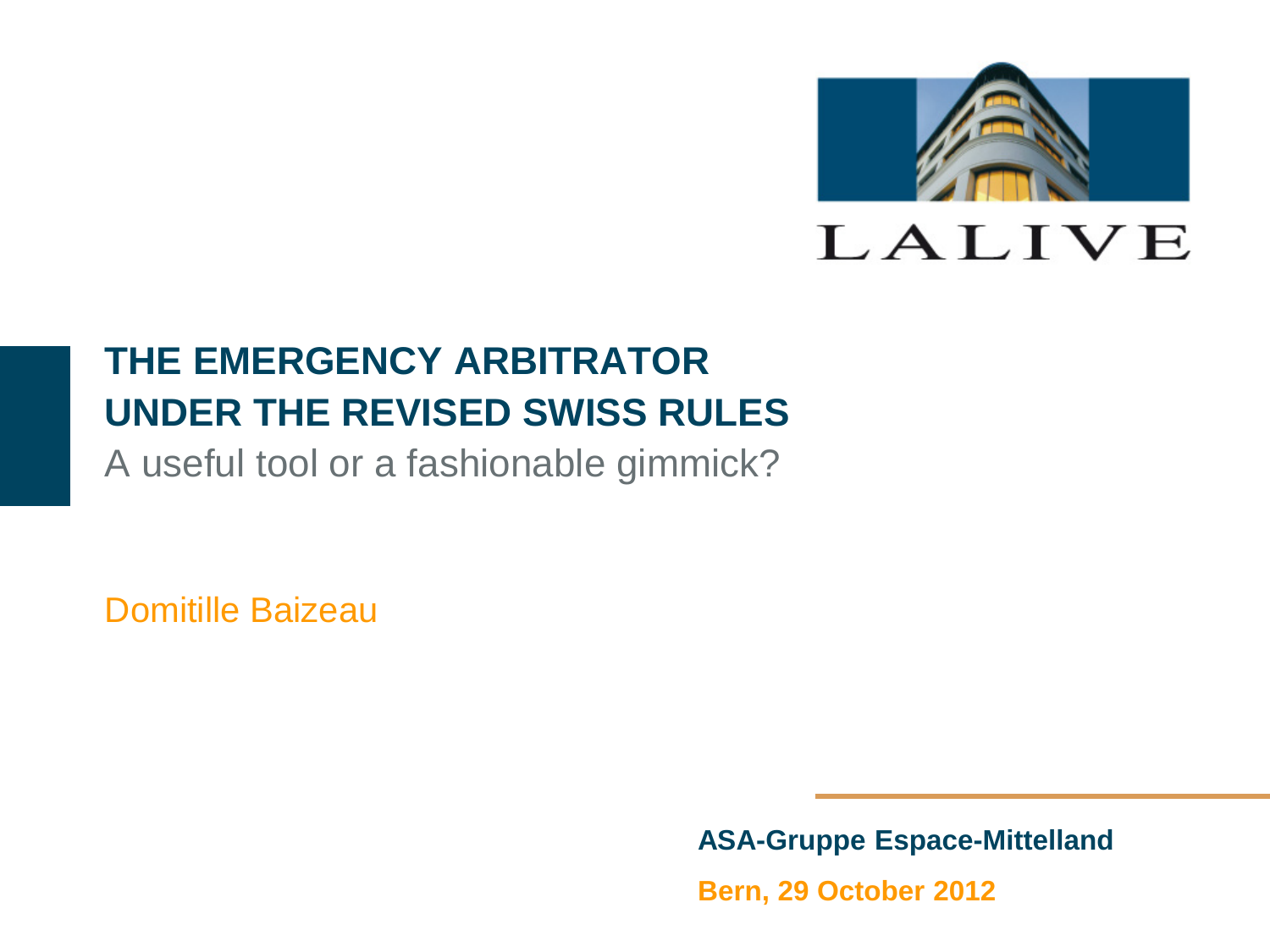LALIVE

# THE EMERGENCY ARBITRATOR UNDER THE REVISED SWISS RULES

A useful tool or a fashionable gimmick?

Domitille Baizeau

**ASA-Gruppe Espace-Mittelland**

**Bern, 29 October 2012**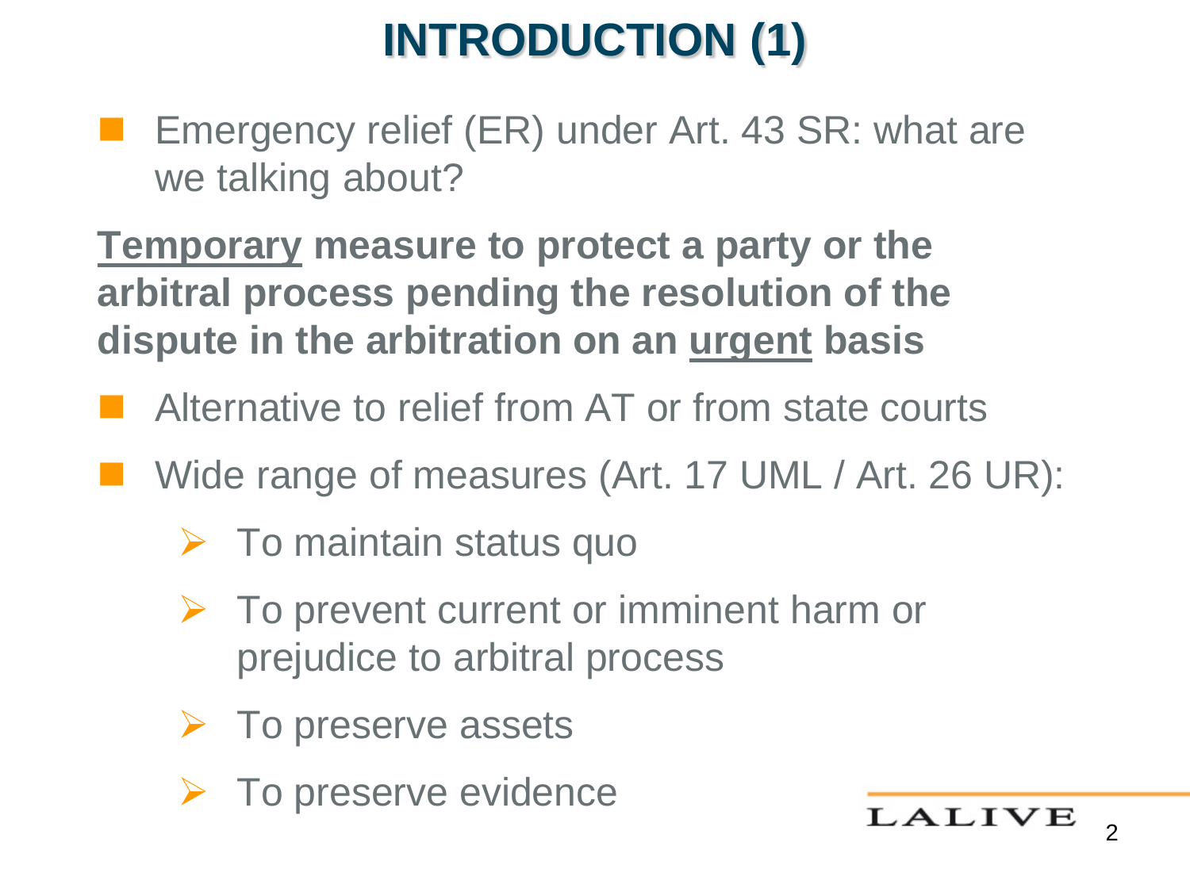# INTRODUCTION (1)

- Emergency relief (ER) under Art. 43 SR: what are we talking about?

**Temporary measure to protect a party or the arbitral process pending the resolution of the dispute in the arbitration on an urgent basis**

- Alternative to relief from AT or from state courts
- Wide range of measures (Art. 17 UML / Art. 26 UR):
  - To maintain status quo
  - To prevent current or imminent harm or prejudice to arbitral process
  - To preserve assets
  - To preserve evidence

LALIVE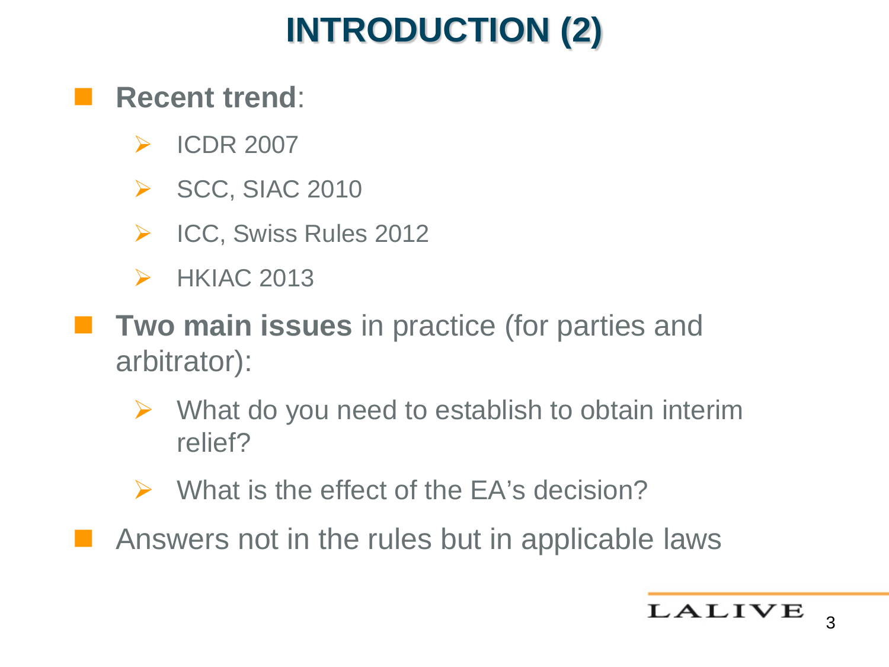# INTRODUCTION (2)

- **Recent trend**:
  - ICDR 2007
  - SCC, SIAC 2010
  - ICC, Swiss Rules 2012
  - HKIAC 2013
- **Two main issues** in practice (for parties and arbitrator):
  - What do you need to establish to obtain interim relief?
  - What is the effect of the EA's decision?
- Answers not in the rules but in applicable laws

LALIVE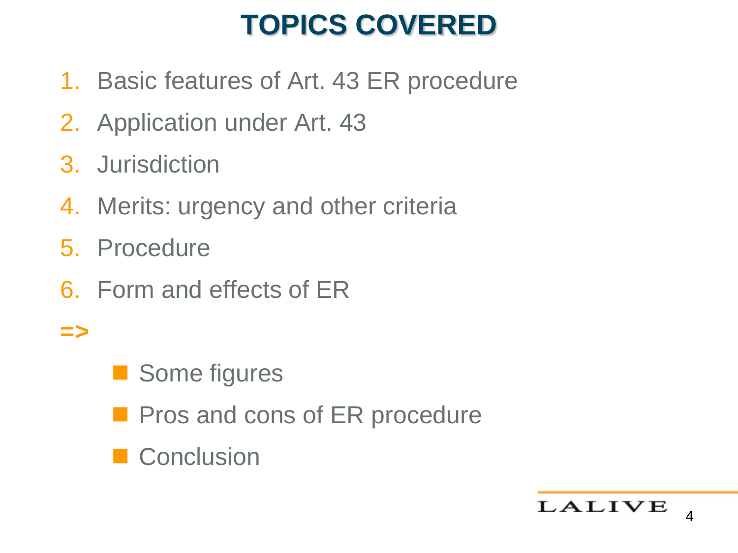# TOPICS COVERED

1. Basic features of Art. 43 ER procedure
2. Application under Art. 43
3. Jurisdiction
4. Merits: urgency and other criteria
5. Procedure
6. Form and effects of ER

**=>**

- Some figures
- Pros and cons of ER procedure
- Conclusion

LALIVE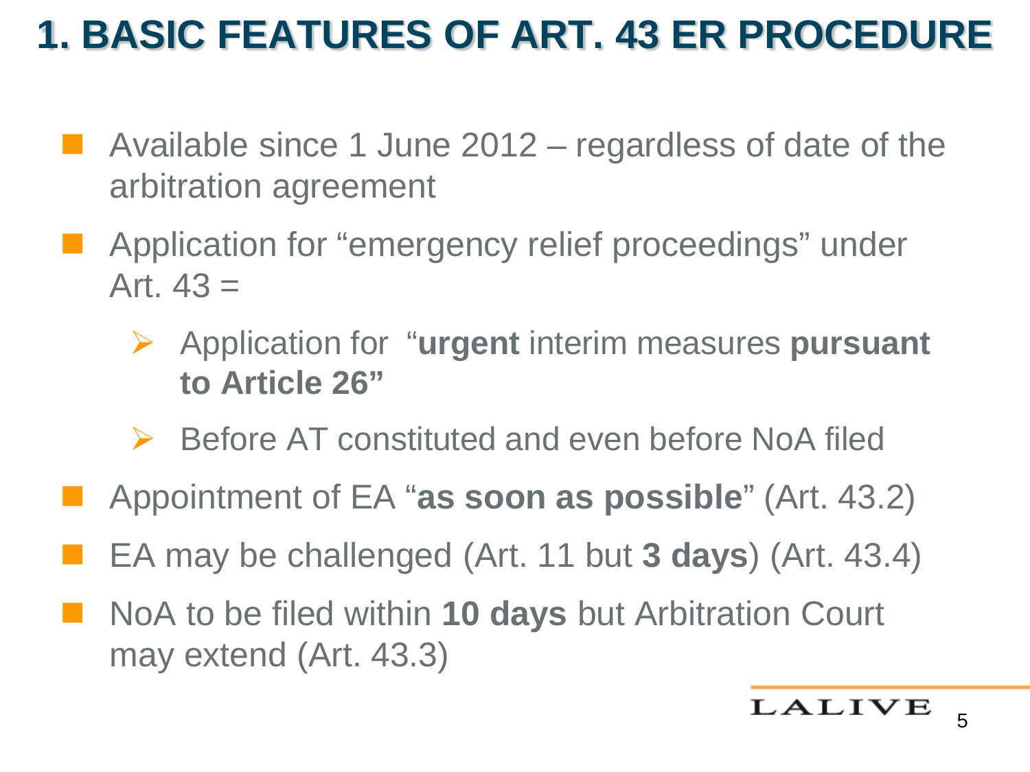# 1. BASIC FEATURES OF ART. 43 ER PROCEDURE

- Available since 1 June 2012 – regardless of date of the arbitration agreement
- Application for "emergency relief proceedings" under Art. 43 =
  - Application for "**urgent** interim measures **pursuant to Article 26"**
  - Before AT constituted and even before NoA filed
- Appointment of EA "**as soon as possible**" (Art. 43.2)
- EA may be challenged (Art. 11 but **3 days**) (Art. 43.4)
- NoA to be filed within **10 days** but Arbitration Court may extend (Art. 43.3)

LALIVE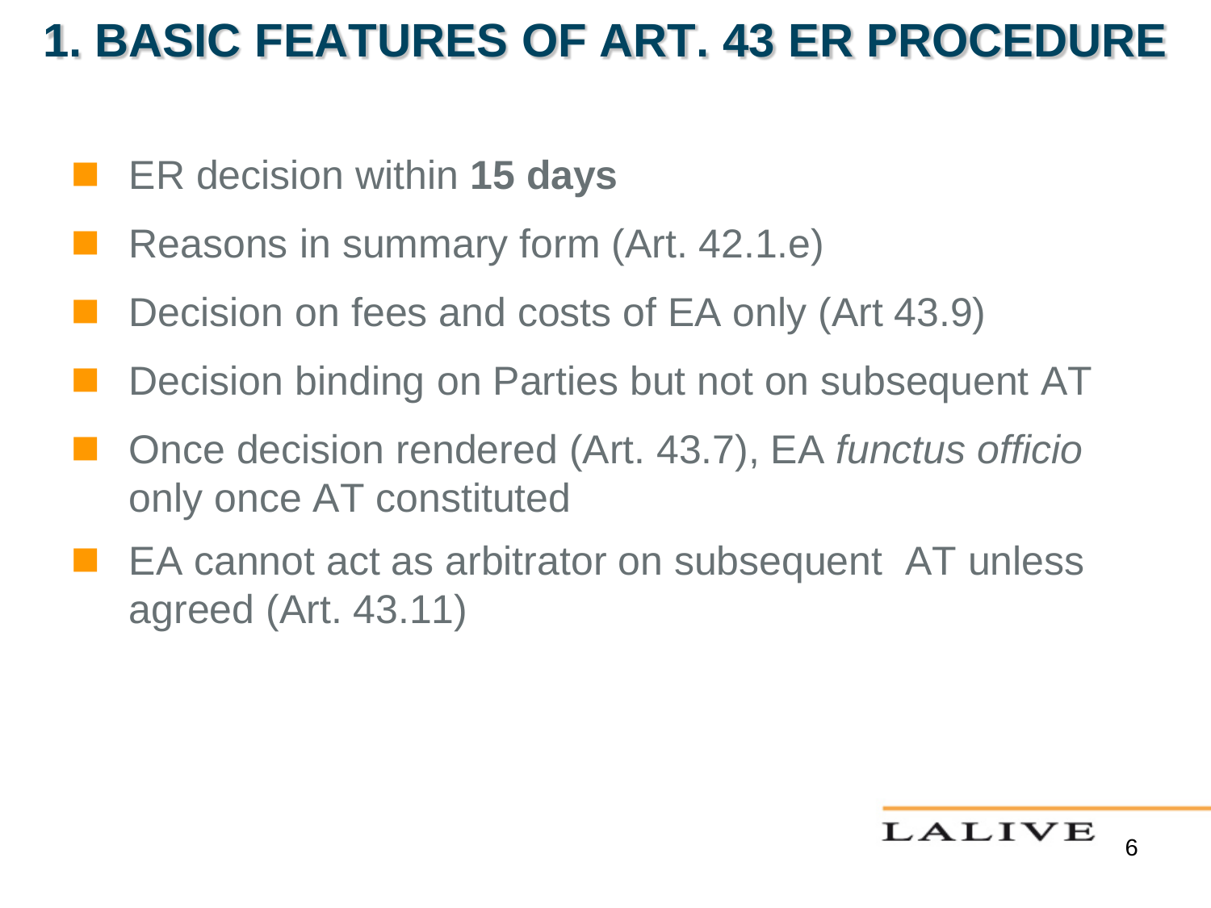# 1. BASIC FEATURES OF ART. 43 ER PROCEDURE

- ER decision within **15 days**
- Reasons in summary form (Art. 42.1.e)
- Decision on fees and costs of EA only (Art 43.9)
- Decision binding on Parties but not on subsequent AT
- Once decision rendered (Art. 43.7), EA *functus officio* only once AT constituted
- EA cannot act as arbitrator on subsequent AT unless agreed (Art. 43.11)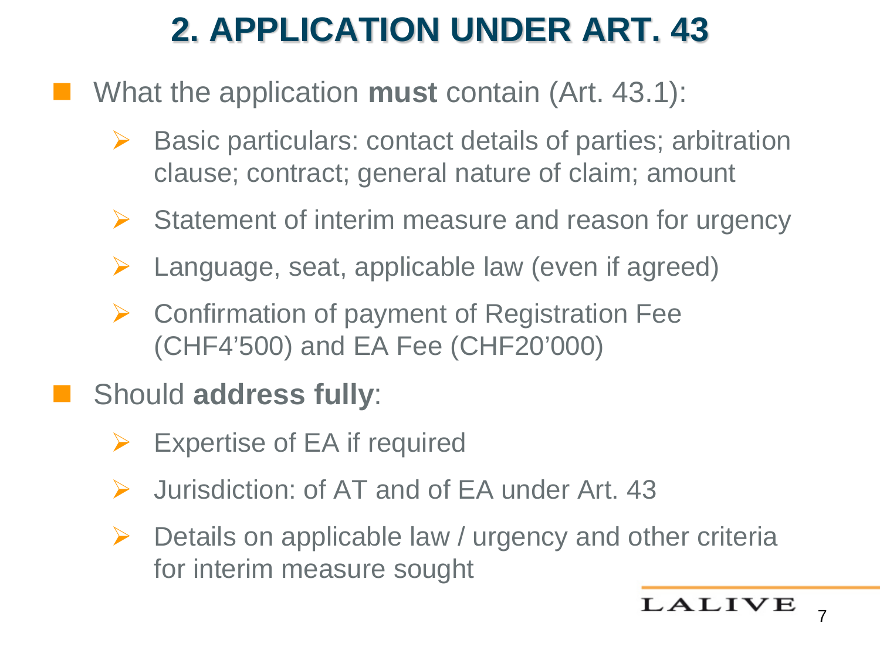# 2. APPLICATION UNDER ART. 43

- What the application **must** contain (Art. 43.1):
  - Basic particulars: contact details of parties; arbitration clause; contract; general nature of claim; amount
  - Statement of interim measure and reason for urgency
  - Language, seat, applicable law (even if agreed)
  - Confirmation of payment of Registration Fee (CHF4'500) and EA Fee (CHF20'000)
- Should **address fully**:
  - Expertise of EA if required
  - Jurisdiction: of AT and of EA under Art. 43
  - Details on applicable law / urgency and other criteria for interim measure sought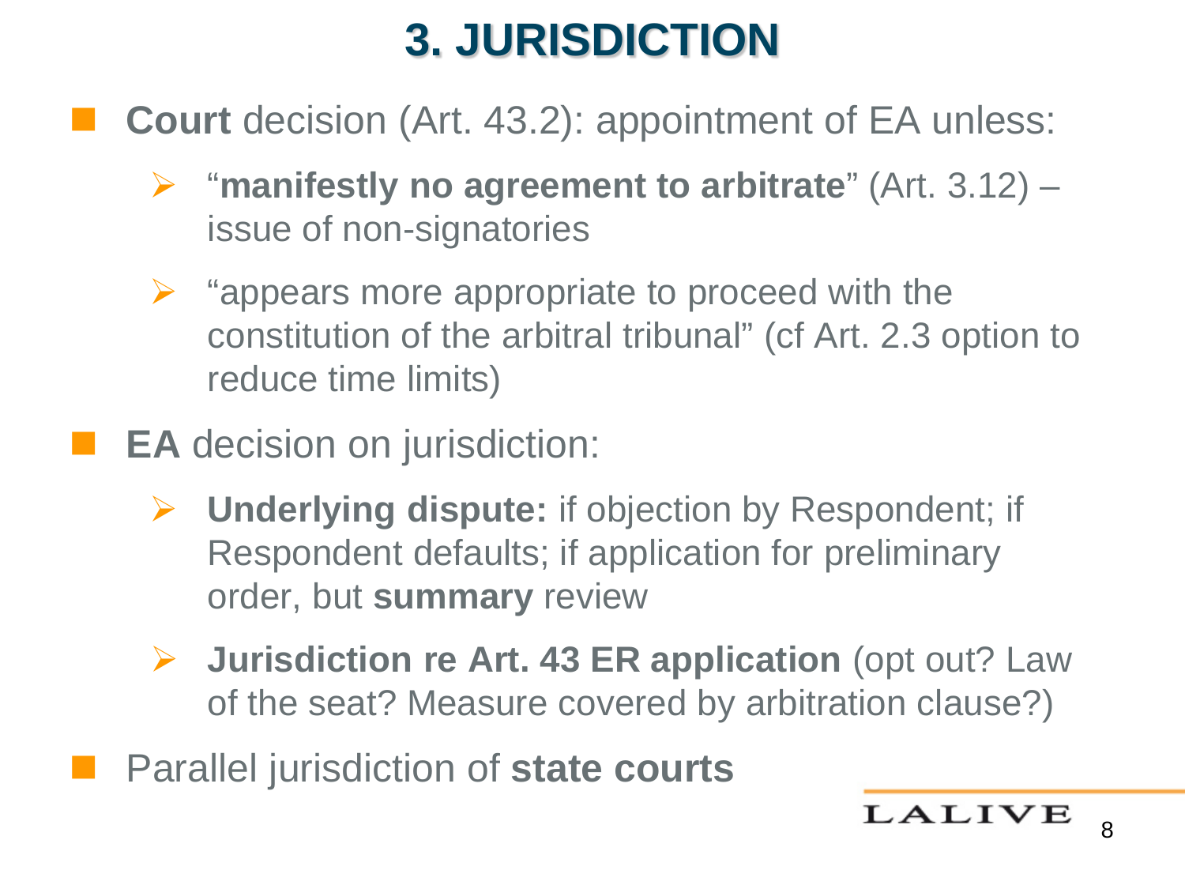# 3. JURISDICTION

- **Court** decision (Art. 43.2): appointment of EA unless:
  - "**manifestly no agreement to arbitrate**" (Art. 3.12) – issue of non-signatories
  - "appears more appropriate to proceed with the constitution of the arbitral tribunal" (cf Art. 2.3 option to reduce time limits)
- **EA** decision on jurisdiction:
  - **Underlying dispute:** if objection by Respondent; if Respondent defaults; if application for preliminary order, but **summary** review
  - **Jurisdiction re Art. 43 ER application** (opt out? Law of the seat? Measure covered by arbitration clause?)
- Parallel jurisdiction of **state courts**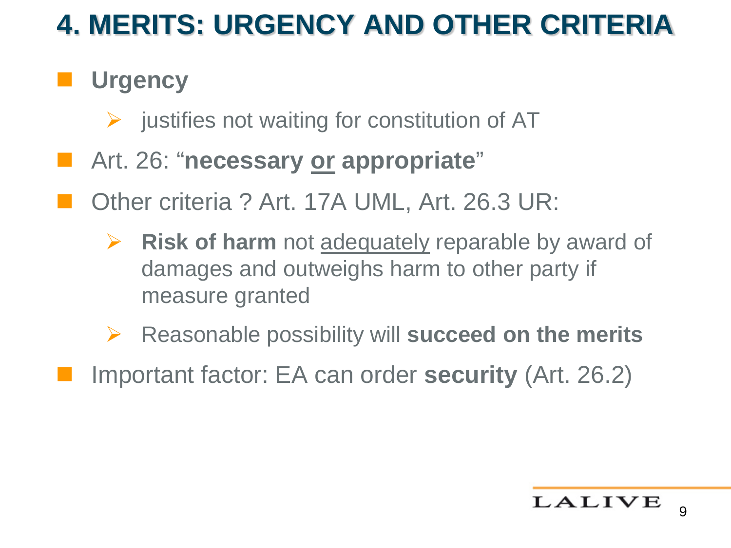# 4. MERITS: URGENCY AND OTHER CRITERIA

- **Urgency**
  - justifies not waiting for constitution of AT
- Art. 26: "**necessary <u>or</u> appropriate**"
- Other criteria ? Art. 17A UML, Art. 26.3 UR:
  - **Risk of harm** not <u>adequately</u> reparable by award of damages and outweighs harm to other party if measure granted
  - Reasonable possibility will **succeed on the merits**
- Important factor: EA can order **security** (Art. 26.2)

LALIVE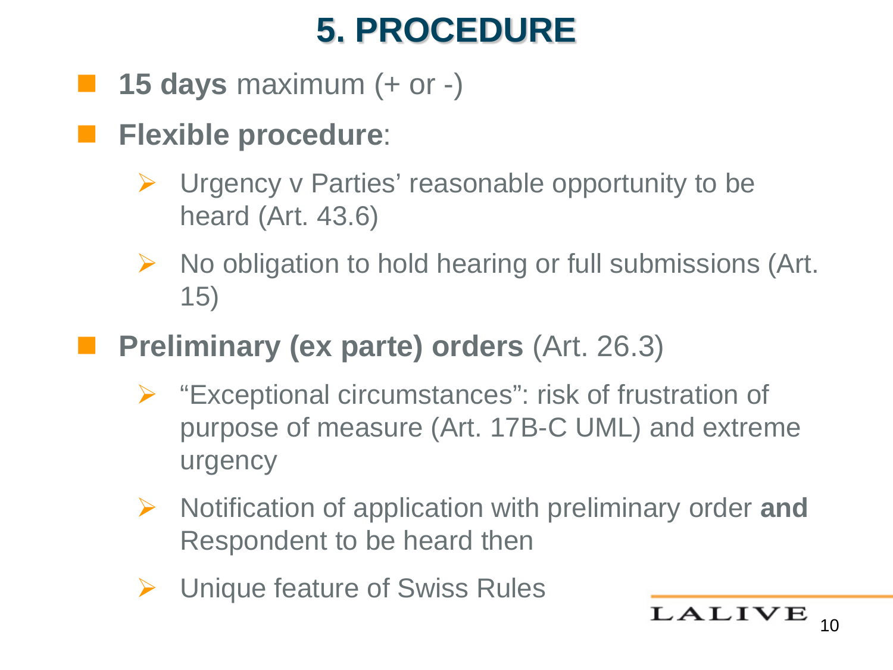# 5. PROCEDURE

- **15 days** maximum (+ or -)
- **Flexible procedure**:
  - Urgency v Parties' reasonable opportunity to be heard (Art. 43.6)
  - No obligation to hold hearing or full submissions (Art. 15)
- **Preliminary (ex parte) orders** (Art. 26.3)
  - "Exceptional circumstances": risk of frustration of purpose of measure (Art. 17B-C UML) and extreme urgency
  - Notification of application with preliminary order **and** Respondent to be heard then
  - Unique feature of Swiss Rules

LALIVE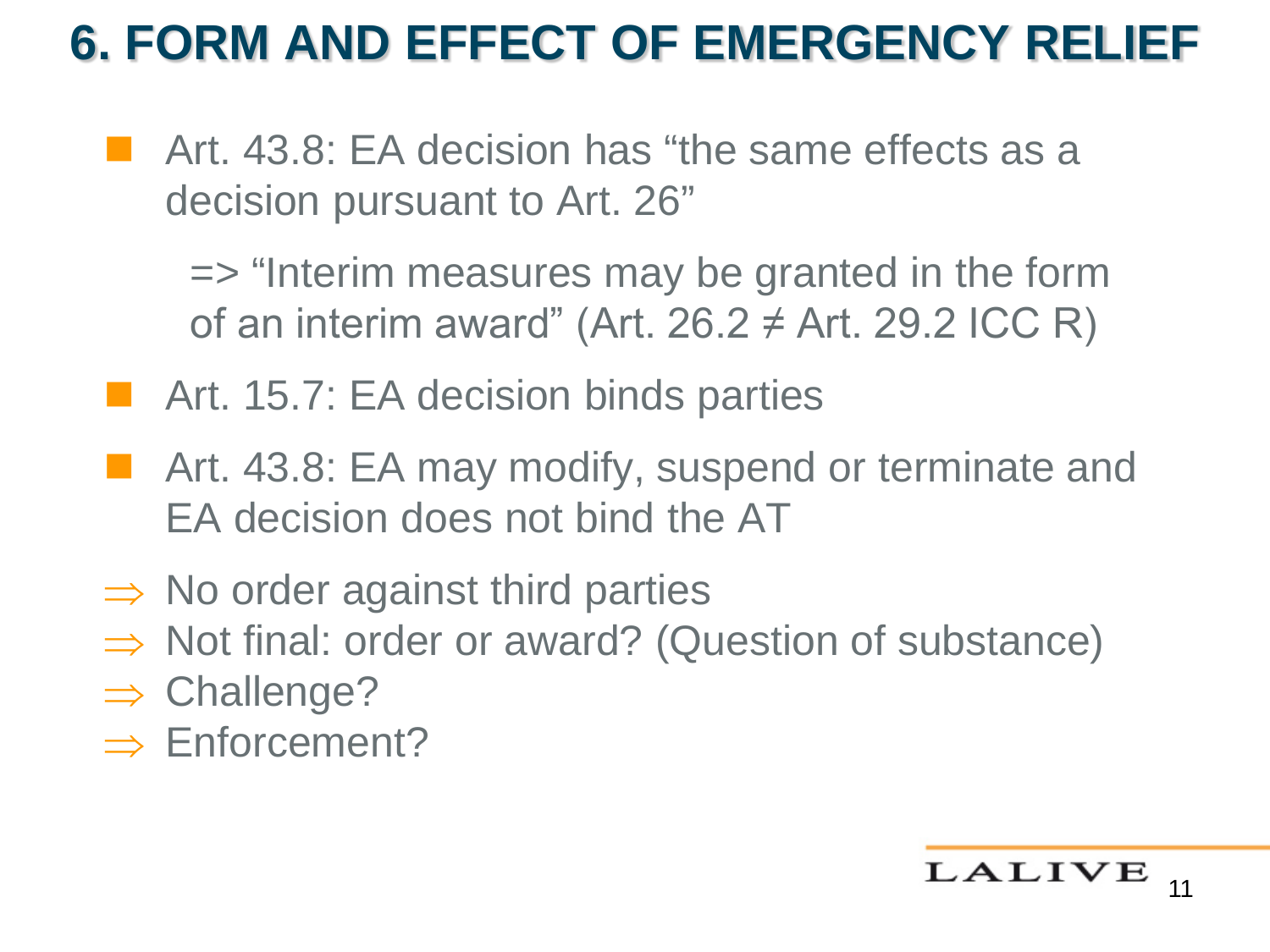# 6. FORM AND EFFECT OF EMERGENCY RELIEF

- Art. 43.8: EA decision has “the same effects as a decision pursuant to Art. 26”

  => “Interim measures may be granted in the form of an interim award” (Art. 26.2 ≠ Art. 29.2 ICC R)

- Art. 15.7: EA decision binds parties
- Art. 43.8: EA may modify, suspend or terminate and EA decision does not bind the AT

⇒ No order against third parties
⇒ Not final: order or award? (Question of substance)
⇒ Challenge?
⇒ Enforcement?

LALIVE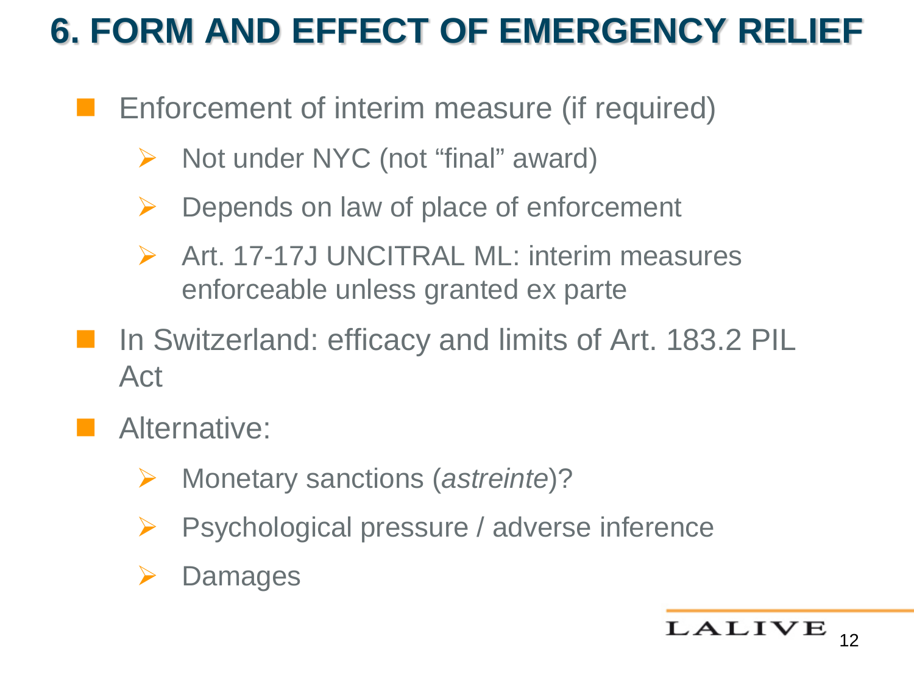# 6. FORM AND EFFECT OF EMERGENCY RELIEF

- Enforcement of interim measure (if required)
  - Not under NYC (not “final” award)
  - Depends on law of place of enforcement
  - Art. 17-17J UNCITRAL ML: interim measures enforceable unless granted ex parte
- In Switzerland: efficacy and limits of Art. 183.2 PIL Act
- Alternative:
  - Monetary sanctions (*astreinte*)?
  - Psychological pressure / adverse inference
  - Damages

LALIVE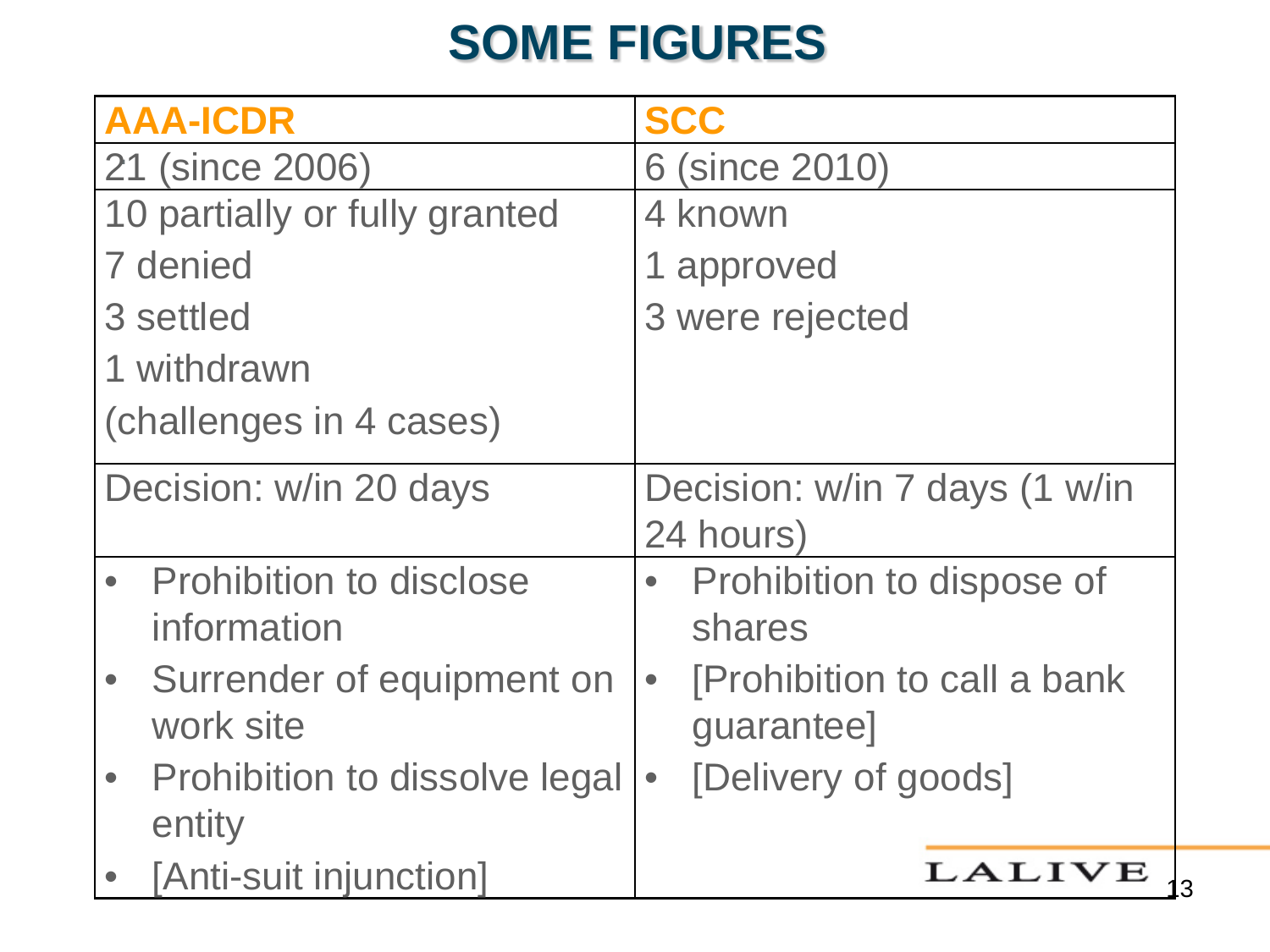# SOME FIGURES

| AAA-ICDR | SCC |
|---|---|
| 21 (since 2006) | 6 (since 2010) |
| 10 partially or fully granted<br>7 denied<br>3 settled<br>1 withdrawn<br>(challenges in 4 cases) | 4 known<br>1 approved<br>3 were rejected |
| Decision: w/in 20 days | Decision: w/in 7 days (1 w/in 24 hours) |
| • Prohibition to disclose information<br>• Surrender of equipment on work site<br>• Prohibition to dissolve legal entity<br>• [Anti-suit injunction] | • Prohibition to dispose of shares<br>• [Prohibition to call a bank guarantee]<br>• [Delivery of goods] |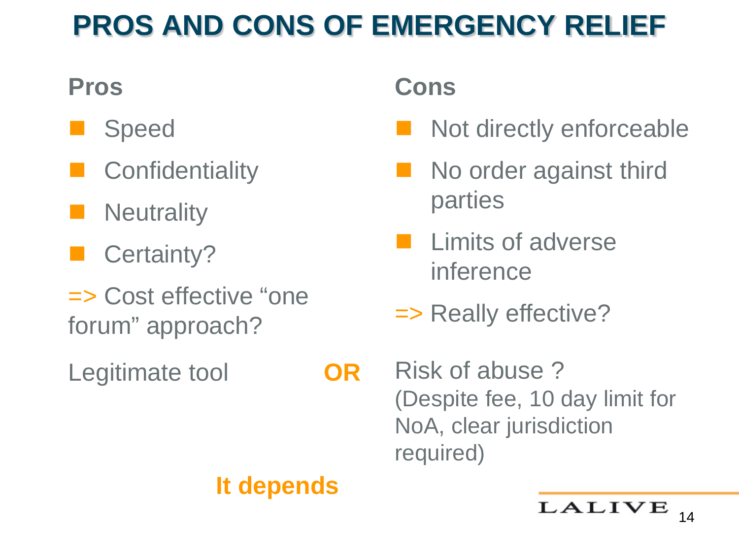# PROS AND CONS OF EMERGENCY RELIEF

**Pros**

- Speed
- Confidentiality
- Neutrality
- Certainty?

=> Cost effective "one forum" approach?

**Cons**

- Not directly enforceable
- No order against third parties
- Limits of adverse inference

=> Really effective?

Legitimate tool **OR** Risk of abuse ?
(Despite fee, 10 day limit for NoA, clear jurisdiction required)

**It depends**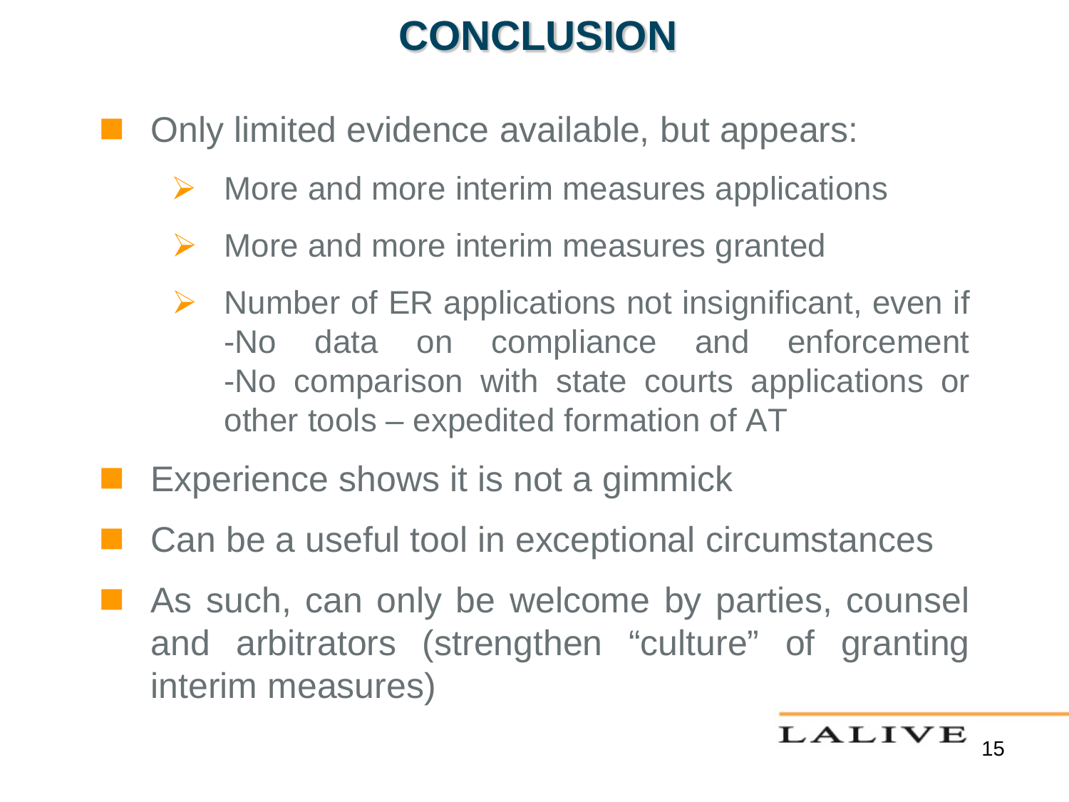# CONCLUSION

- Only limited evidence available, but appears:
  - More and more interim measures applications
  - More and more interim measures granted
  - Number of ER applications not insignificant, even if
    -No data on compliance and enforcement
    -No comparison with state courts applications or other tools – expedited formation of AT
- Experience shows it is not a gimmick
- Can be a useful tool in exceptional circumstances
- As such, can only be welcome by parties, counsel and arbitrators (strengthen "culture" of granting interim measures)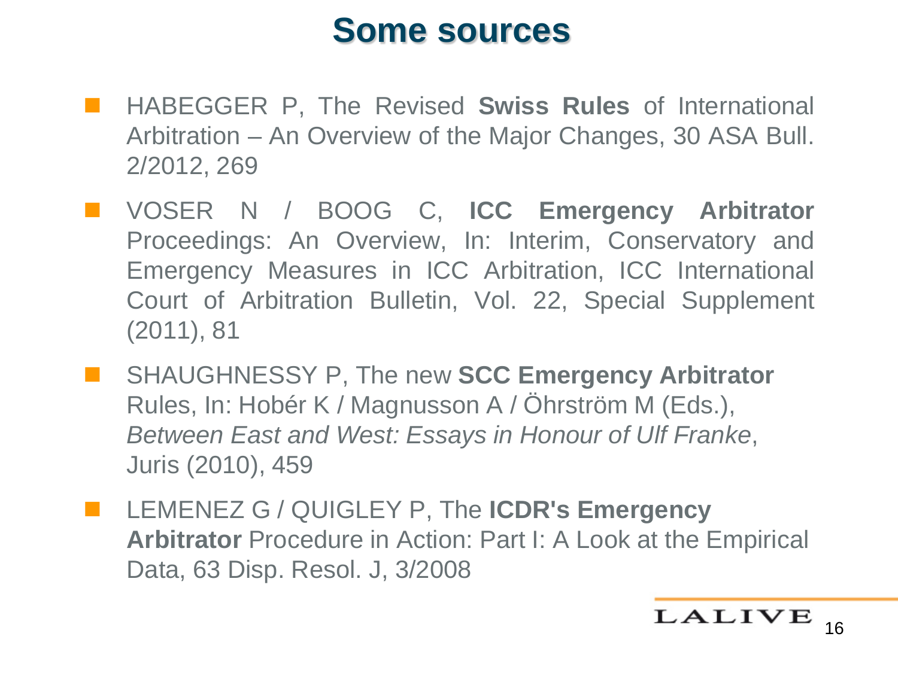# Some sources

- HABEGGER P, The Revised **Swiss Rules** of International Arbitration – An Overview of the Major Changes, 30 ASA Bull. 2/2012, 269
- VOSER N / BOOG C, **ICC Emergency Arbitrator** Proceedings: An Overview, In: Interim, Conservatory and Emergency Measures in ICC Arbitration, ICC International Court of Arbitration Bulletin, Vol. 22, Special Supplement (2011), 81
- SHAUGHNESSY P, The new **SCC Emergency Arbitrator** Rules, In: Hobér K / Magnusson A / Öhrström M (Eds.), *Between East and West: Essays in Honour of Ulf Franke*, Juris (2010), 459
- LEMENEZ G / QUIGLEY P, The **ICDR's Emergency Arbitrator** Procedure in Action: Part I: A Look at the Empirical Data, 63 Disp. Resol. J, 3/2008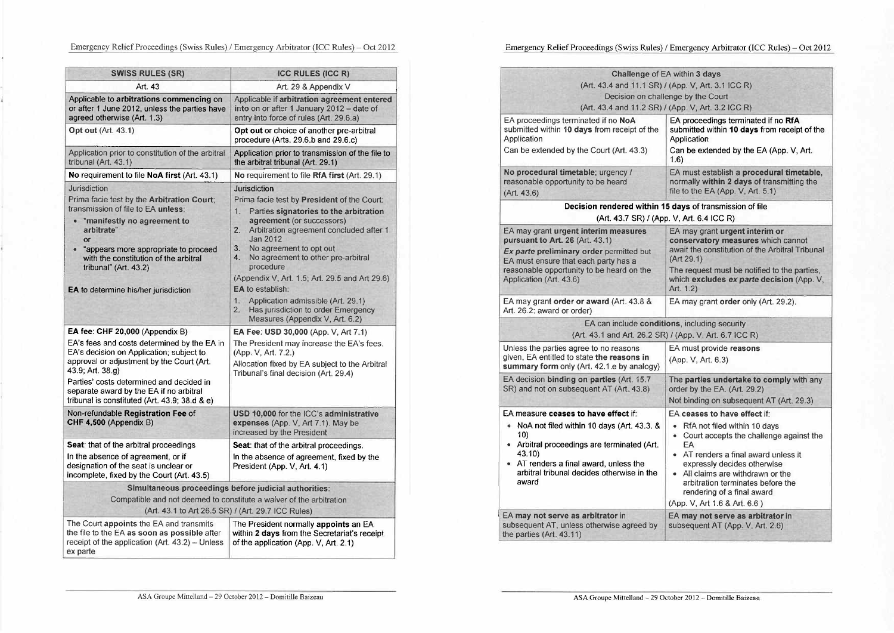| SWISS RULES (SR) | ICC RULES (ICC R) |
|---|---|
| Art. 43 | Art. 29 & Appendix V |
| Applicable to **arbitrations commencing** on or after 1 June 2012, unless the parties have agreed otherwise (Art. 1.3) | Applicable if **arbitration agreement entered into** on or after 1 January 2012 – date of entry into force of rules (Art. 29.6.a) |
| **Opt out** (Art. 43.1) | **Opt out** or choice of another pre-arbitral procedure (Arts. 29.6.b and 29.6.c) |
| Application prior to constitution of the arbitral tribunal (Art. 43.1) | Application prior to transmission of the file to the arbitral tribunal (Art. 29.1) |
| **No** requirement to file **NoA first** (Art. 43.1) | **No** requirement to file **RfA first** (Art. 29.1) |
| Jurisdiction<br>Prima facie test by the **Arbitration Court**; transmission of file to EA **unless**:<br>• "**manifestly no agreement to arbitrate**" or<br>• "appears more appropriate to proceed with the constitution of the arbitral tribunal" (Art. 43.2)<br>**EA** to determine his/her jurisdiction | Jurisdiction<br>Prima facie test by **President** of the Court:<br>1. Parties **signatories to the arbitration agreement** (or successors)<br>2. Arbitration agreement concluded after 1 Jan 2012<br>3. No agreement to opt out<br>4. No agreement to other pre-arbitral procedure<br>(Appendix V, Art. 1.5; Art. 29.5 and Art 29.6)<br>**EA** to establish:<br>1. Application admissible (Art. 29.1)<br>2. Has jurisdiction to order Emergency Measures (Appendix V, Art. 6.2) |
| **EA fee: CHF 20,000** (Appendix B)<br>EA's fees and costs determined by the EA in EA's decision on Application; subject to approval or adjustment by the Court (Art. 43.9; Art. 38.g)<br>Parties' costs determined and decided in separate award by the EA if no arbitral tribunal is constituted (Art. 43.9; 38.d & e) | **EA Fee: USD 30,000** (App. V, Art 7.1)<br>The President may increase the EA's fees. (App. V, Art. 7.2.)<br>Allocation fixed by EA subject to the Arbitral Tribunal's final decision (Art. 29.4) |
| Non-refundable **Registration Fee** of **CHF 4,500** (Appendix B) | **USD 10,000** for the ICC's **administrative expenses** (App. V, Art 7.1). May be increased by the President |
| **Seat**: that of the arbitral proceedings<br>In the absence of agreement, or if designation of the seat is unclear or incomplete, fixed by the Court (Art. 43.5) | **Seat**: that of the arbitral proceedings.<br>In the absence of agreement, fixed by the President (App. V, Art. 4.1) |
| **Simultaneous proceedings before judicial authorities:**<br>Compatible and not deemed to constitute a waiver of the arbitration<br>(Art. 43.1 to Art 26.5 SR) / (Art. 29.7 ICC Rules) | |
| The Court **appoints** the EA and transmits the file to the EA **as soon as possible** after receipt of the application (Art. 43.2) – Unless ex parte | The President normally **appoints** an EA within **2 days** from the Secretariat's receipt of the application (App. V, Art. 2.1) |
| **Challenge** of EA within **3 days**<br>(Art. 43.4 and 11.1 SR) / (App. V, Art. 3.1 ICC R)<br>Decision on challenge by the Court<br>(Art. 43.4 and 11.2 SR) / (App. V, Art. 3.2 ICC R) | |
| EA proceedings terminated if no **NoA** submitted within **10 days** from receipt of the Application<br>Can be extended by the Court (Art. 43.3) | EA proceedings terminated if no **RfA** submitted within **10 days** from receipt of the Application<br>Can be extended by the EA (App. V, Art. 1.6) |
| **No procedural timetable**; urgency / reasonable opportunity to be heard (Art. 43.6) | EA must establish a **procedural timetable**, normally **within 2 days** of transmitting the file to the EA (App. V, Art. 5.1) |
| **Decision rendered within 15 days** of transmission of file<br>(Art. 43.7 SR) / (App. V, Art. 6.4 ICC R) | |
| EA may grant **urgent interim measures pursuant to Art. 26** (Art. 43.1)<br>***Ex parte* preliminary order** permitted but EA must ensure that each party has a reasonable opportunity to be heard on the Application (Art. 43.6) | EA may grant **urgent interim or conservatory measures** which cannot await the constitution of the Arbitral Tribunal (Art 29.1)<br>The request must be notified to the parties, which **excludes *ex parte* decision** (App. V, Art. 1.2) |
| EA may grant **order or award** (Art. 43.8 & Art. 26.2: award or order) | EA may grant **order** only (Art. 29.2). |
| EA can include **conditions**, including security<br>(Art. 43.1 and Art. 26.2 SR) / (App. V, Art. 6.7 ICC R) | |
| Unless the parties agree to no reasons given, EA entitled to state **the reasons in summary form** only (Art. 42.1.e by analogy) | EA must provide **reasons**<br>(App. V, Art. 6.3) |
| EA decision **binding on parties** (Art. 15.7 SR) and not on subsequent AT (Art. 43.8) | The **parties undertake to comply** with any order by the EA. (Art. 29.2)<br>Not binding on subsequent AT (Art. 29.3) |
| EA **measure ceases to have effect** if:<br>• NoA not filed within 10 days (Art. 43.3. & 10)<br>• Arbitral proceedings are terminated (Art. 43.10)<br>• AT renders a final award, unless the arbitral tribunal decides otherwise in the award | EA **ceases to have effect** if:<br>• RfA not filed within 10 days<br>• Court accepts the challenge against the EA<br>• AT renders a final award unless it expressly decides otherwise<br>• All claims are withdrawn or the arbitration terminates before the rendering of a final award<br>(App. V, Art 1.6 & Art. 6.6 ) |
| EA **may not serve as arbitrator** in subsequent AT, unless otherwise agreed by the parties (Art. 43.11) | EA **may not serve as arbitrator** in subsequent AT (App. V, Art. 2.6) |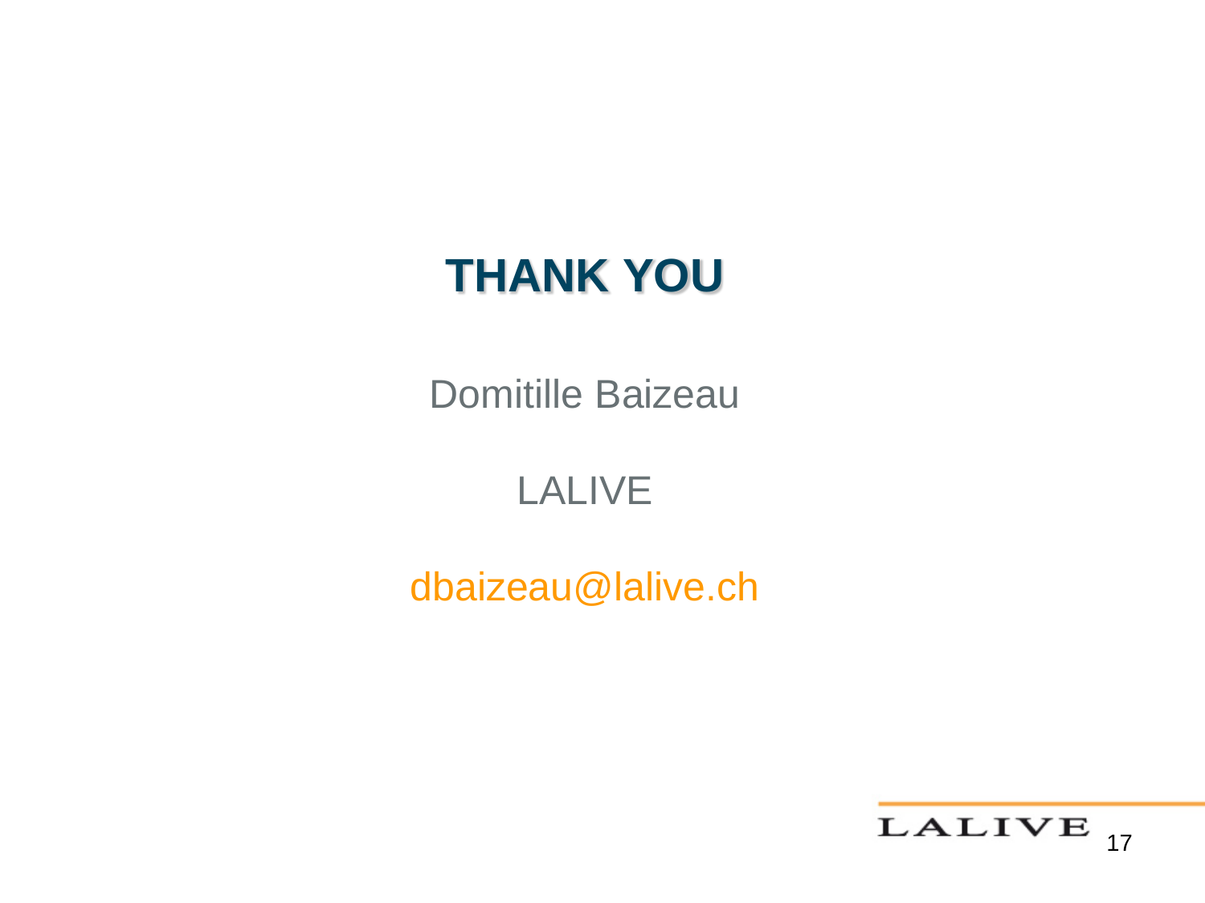# THANK YOU

Domitille Baizeau

LALIVE

dbaizeau@lalive.ch